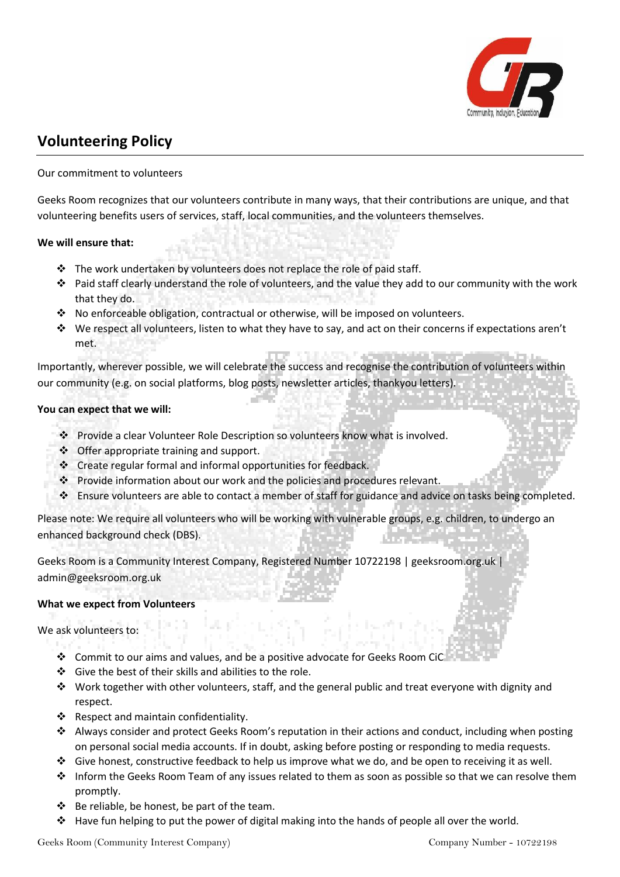# Volunteering Policy

Our commitment to volunteers

Geeks Room recognizes that our volunteers contribute in many ways, that their contributions are unique, and that volunteering benefits users of services, staff, local communities, and the volunteers themselves.

**We will ensure that:**

- The work undertaken by volunteers does not replace the role of paid staff.
- Paid staff clearly understand the role of volunteers, and the value they add to our community with the work that they do.
- No enforceable obligation, contractual or otherwise, will be imposed on volunteers.
- We respect all volunteers, listen to what they have to say, and act on their concerns if expectations aren't met.

Importantly, wherever possible, we will celebrate the success and recognise the contribution of volunteers within our community (e.g. on social platforms, blog posts, newsletter articles, thankyou letters).

**You can expect that we will:**

- Provide a clear Volunteer Role Description so volunteers know what is involved.
- Offer appropriate training and support.
- Create regular formal and informal opportunities for feedback.
- Provide information about our work and the policies and procedures relevant.
- Ensure volunteers are able to contact a member of staff for guidance and advice on tasks being completed.

Please note: We require all volunteers who will be working with vulnerable groups, e.g. children, to undergo an enhanced background check (DBS).

Geeks Room is a Community Interest Company, Registered Number 10722198 | geeksroom.org.uk | admin@geeksroom.org.uk

**What we expect from Volunteers**

We ask volunteers to:

- Commit to our aims and values, and be a positive advocate for Geeks Room CiC.
- Give the best of their skills and abilities to the role.
- Work together with other volunteers, staff, and the general public and treat everyone with dignity and respect.
- Respect and maintain confidentiality.
- Always consider and protect Geeks Room's reputation in their actions and conduct, including when posting on personal social media accounts. If in doubt, asking before posting or responding to media requests.
- Give honest, constructive feedback to help us improve what we do, and be open to receiving it as well.
- Inform the Geeks Room Team of any issues related to them as soon as possible so that we can resolve them promptly.
- Be reliable, be honest, be part of the team.
- Have fun helping to put the power of digital making into the hands of people all over the world.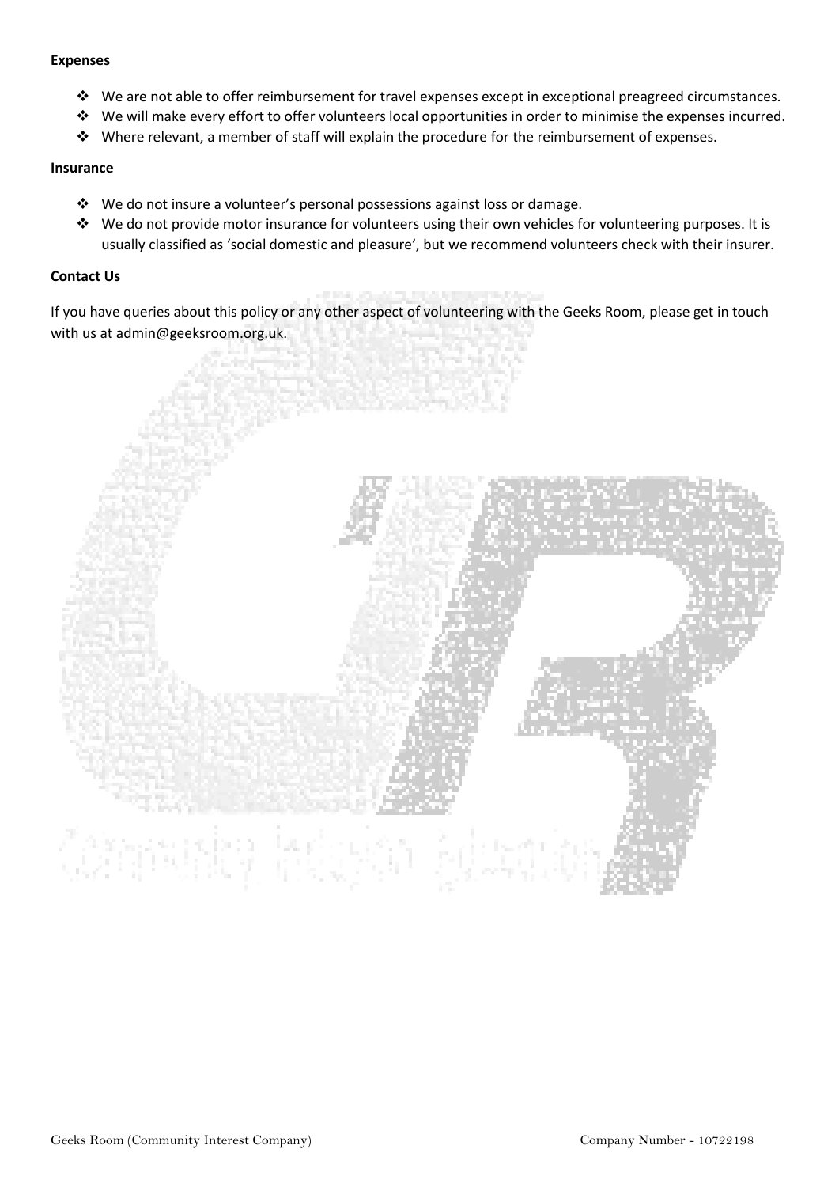**Expenses**

- We are not able to offer reimbursement for travel expenses except in exceptional preagreed circumstances.
- We will make every effort to offer volunteers local opportunities in order to minimise the expenses incurred.
- Where relevant, a member of staff will explain the procedure for the reimbursement of expenses.

**Insurance**

- We do not insure a volunteer's personal possessions against loss or damage.
- We do not provide motor insurance for volunteers using their own vehicles for volunteering purposes. It is usually classified as 'social domestic and pleasure', but we recommend volunteers check with their insurer.

**Contact Us**

If you have queries about this policy or any other aspect of volunteering with the Geeks Room, please get in touch with us at admin@geeksroom.org.uk.